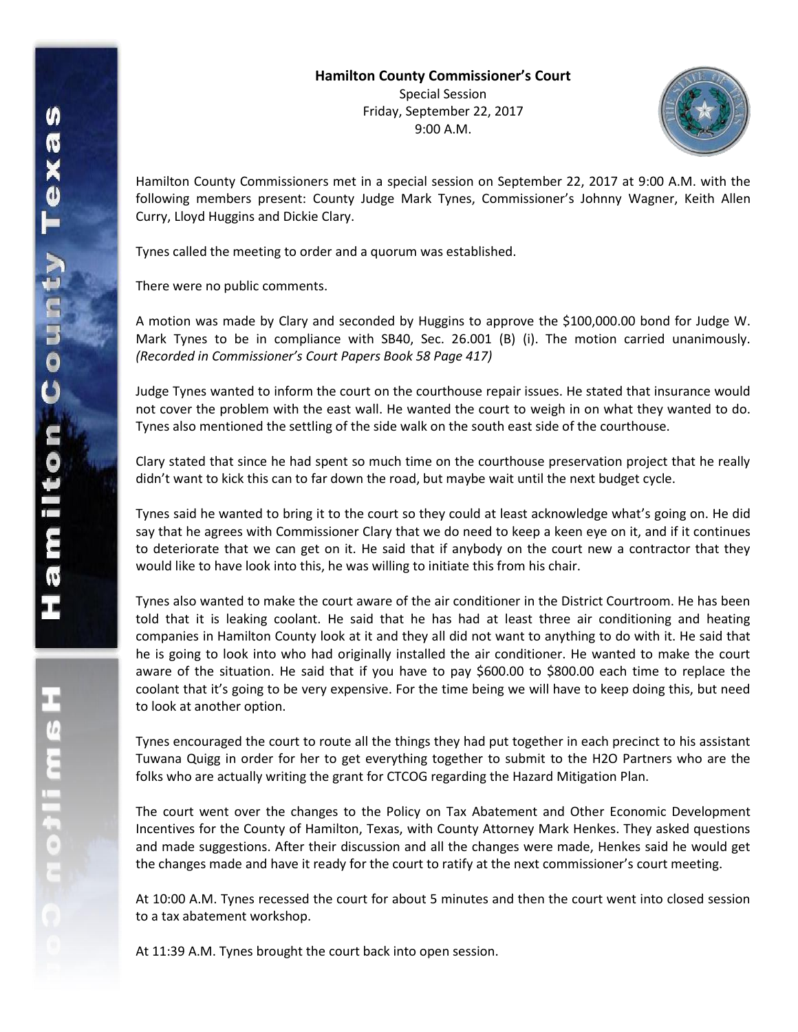**Hamilton County Commissioner's Court**
Special Session
Friday, September 22, 2017
9:00 A.M.

Hamilton County Commissioners met in a special session on September 22, 2017 at 9:00 A.M. with the following members present: County Judge Mark Tynes, Commissioner's Johnny Wagner, Keith Allen Curry, Lloyd Huggins and Dickie Clary.

Tynes called the meeting to order and a quorum was established.

There were no public comments.

A motion was made by Clary and seconded by Huggins to approve the $100,000.00 bond for Judge W. Mark Tynes to be in compliance with SB40, Sec. 26.001 (B) (i). The motion carried unanimously. *(Recorded in Commissioner's Court Papers Book 58 Page 417)*

Judge Tynes wanted to inform the court on the courthouse repair issues. He stated that insurance would not cover the problem with the east wall. He wanted the court to weigh in on what they wanted to do. Tynes also mentioned the settling of the side walk on the south east side of the courthouse.

Clary stated that since he had spent so much time on the courthouse preservation project that he really didn't want to kick this can to far down the road, but maybe wait until the next budget cycle.

Tynes said he wanted to bring it to the court so they could at least acknowledge what's going on. He did say that he agrees with Commissioner Clary that we do need to keep a keen eye on it, and if it continues to deteriorate that we can get on it. He said that if anybody on the court new a contractor that they would like to have look into this, he was willing to initiate this from his chair.

Tynes also wanted to make the court aware of the air conditioner in the District Courtroom. He has been told that it is leaking coolant. He said that he has had at least three air conditioning and heating companies in Hamilton County look at it and they all did not want to anything to do with it. He said that he is going to look into who had originally installed the air conditioner. He wanted to make the court aware of the situation. He said that if you have to pay $600.00 to $800.00 each time to replace the coolant that it's going to be very expensive. For the time being we will have to keep doing this, but need to look at another option.

Tynes encouraged the court to route all the things they had put together in each precinct to his assistant Tuwana Quigg in order for her to get everything together to submit to the H2O Partners who are the folks who are actually writing the grant for CTCOG regarding the Hazard Mitigation Plan.

The court went over the changes to the Policy on Tax Abatement and Other Economic Development Incentives for the County of Hamilton, Texas, with County Attorney Mark Henkes. They asked questions and made suggestions. After their discussion and all the changes were made, Henkes said he would get the changes made and have it ready for the court to ratify at the next commissioner's court meeting.

At 10:00 A.M. Tynes recessed the court for about 5 minutes and then the court went into closed session to a tax abatement workshop.

At 11:39 A.M. Tynes brought the court back into open session.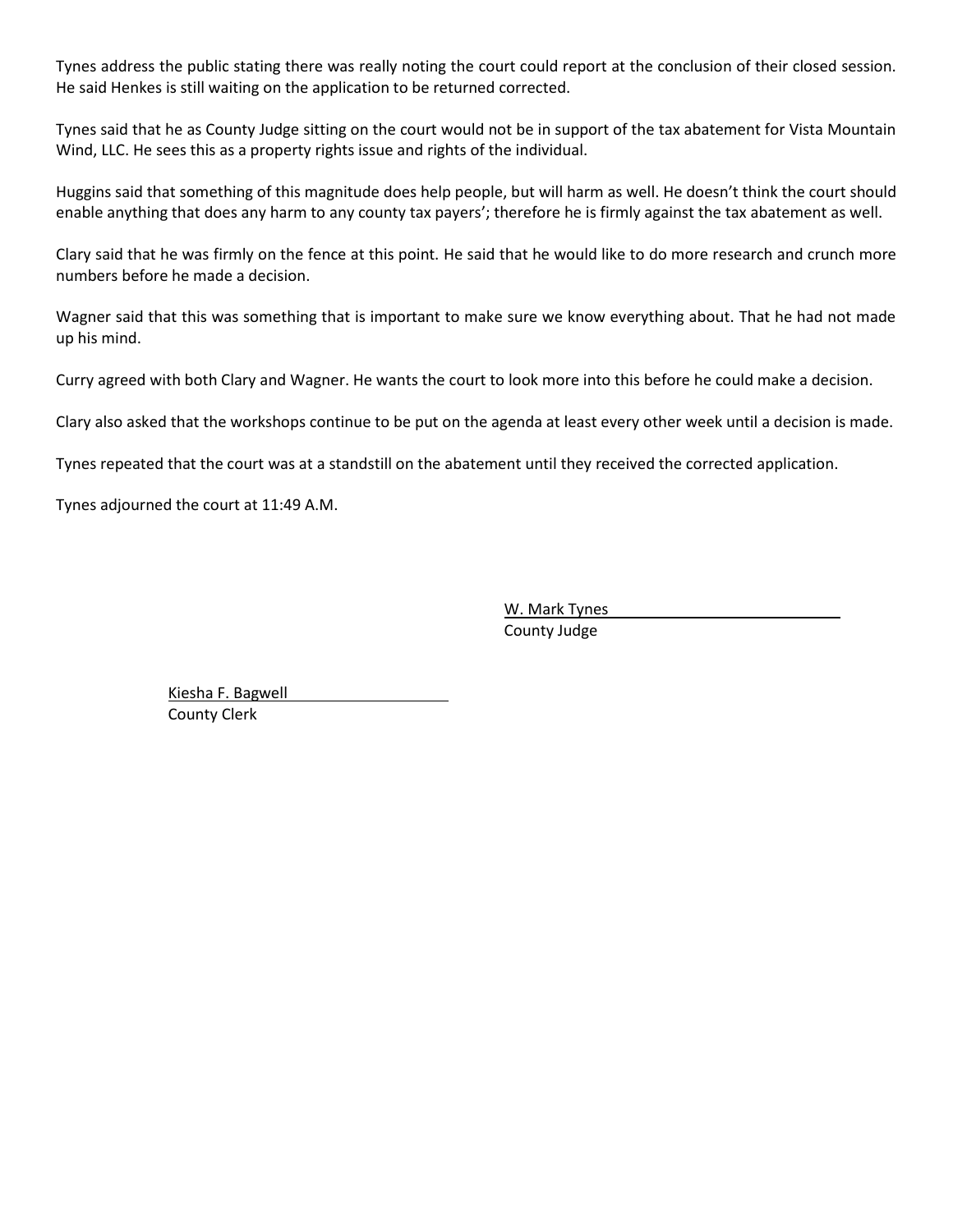Tynes address the public stating there was really noting the court could report at the conclusion of their closed session. He said Henkes is still waiting on the application to be returned corrected.

Tynes said that he as County Judge sitting on the court would not be in support of the tax abatement for Vista Mountain Wind, LLC. He sees this as a property rights issue and rights of the individual.

Huggins said that something of this magnitude does help people, but will harm as well. He doesn't think the court should enable anything that does any harm to any county tax payers'; therefore he is firmly against the tax abatement as well.

Clary said that he was firmly on the fence at this point. He said that he would like to do more research and crunch more numbers before he made a decision.

Wagner said that this was something that is important to make sure we know everything about. That he had not made up his mind.

Curry agreed with both Clary and Wagner. He wants the court to look more into this before he could make a decision.

Clary also asked that the workshops continue to be put on the agenda at least every other week until a decision is made.

Tynes repeated that the court was at a standstill on the abatement until they received the corrected application.

Tynes adjourned the court at 11:49 A.M.

W. Mark Tynes
County Judge

Kiesha F. Bagwell
County Clerk